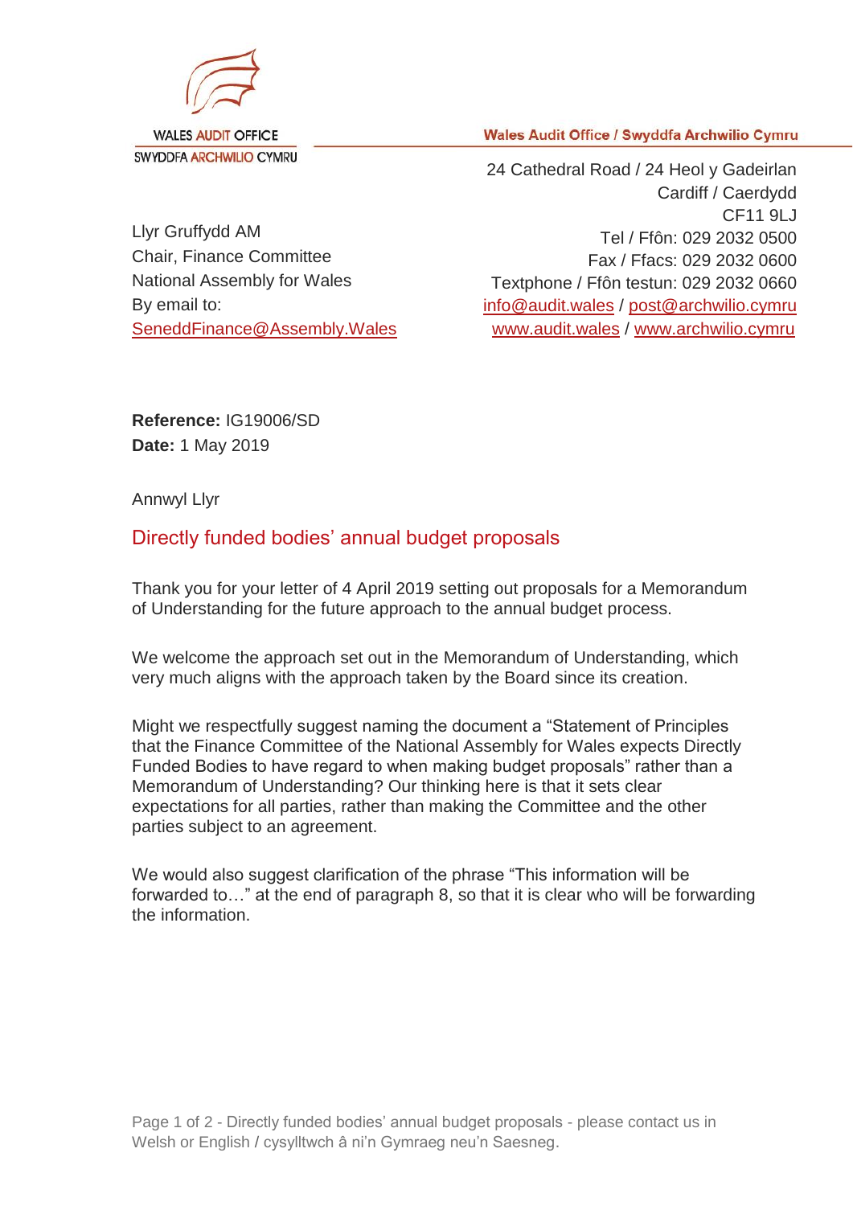WALES AUDIT OFFICE
SWYDDFA ARCHWILIO CYMRU

Wales Audit Office / Swyddfa Archwilio Cymru

24 Cathedral Road / 24 Heol y Gadeirlan
Cardiff / Caerdydd
CF11 9LJ
Tel / Ffôn: 029 2032 0500
Fax / Ffacs: 029 2032 0600
Textphone / Ffôn testun: 029 2032 0660
info@audit.wales / post@archwilio.cymru
www.audit.wales / www.archwilio.cymru

Llyr Gruffydd AM
Chair, Finance Committee
National Assembly for Wales
By email to:
SeneddFinance@Assembly.Wales

**Reference:** IG19006/SD
**Date:** 1 May 2019

Annwyl Llyr

## Directly funded bodies' annual budget proposals

Thank you for your letter of 4 April 2019 setting out proposals for a Memorandum of Understanding for the future approach to the annual budget process.

We welcome the approach set out in the Memorandum of Understanding, which very much aligns with the approach taken by the Board since its creation.

Might we respectfully suggest naming the document a "Statement of Principles that the Finance Committee of the National Assembly for Wales expects Directly Funded Bodies to have regard to when making budget proposals" rather than a Memorandum of Understanding? Our thinking here is that it sets clear expectations for all parties, rather than making the Committee and the other parties subject to an agreement.

We would also suggest clarification of the phrase "This information will be forwarded to…" at the end of paragraph 8, so that it is clear who will be forwarding the information.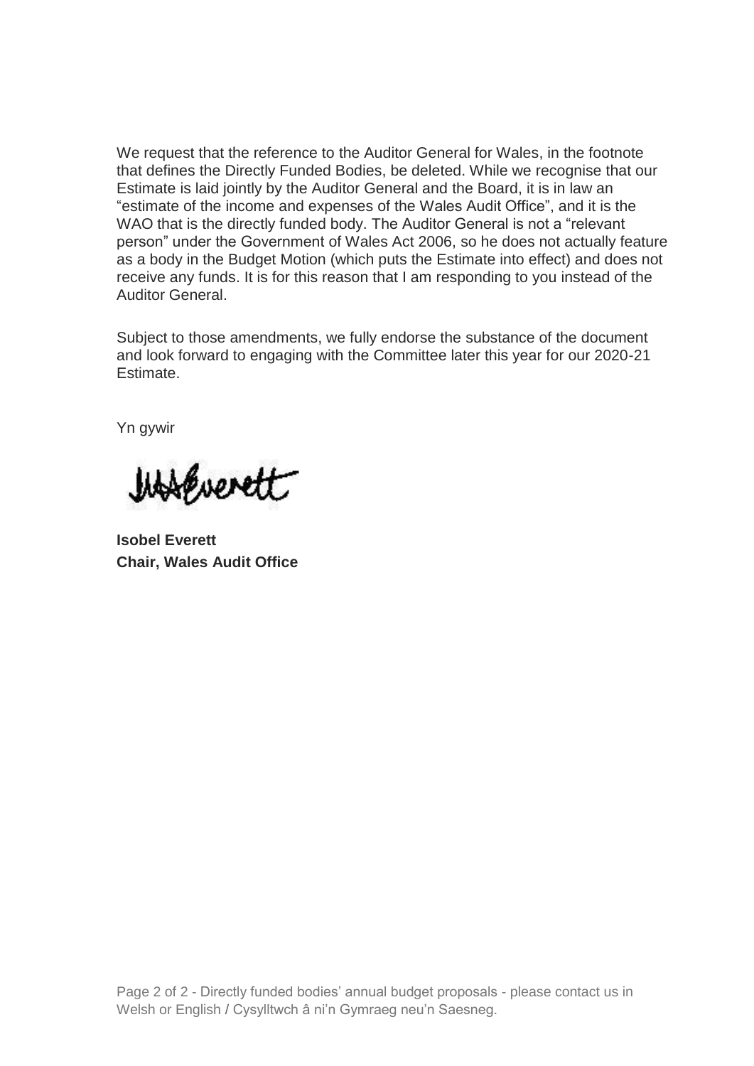We request that the reference to the Auditor General for Wales, in the footnote that defines the Directly Funded Bodies, be deleted. While we recognise that our Estimate is laid jointly by the Auditor General and the Board, it is in law an "estimate of the income and expenses of the Wales Audit Office", and it is the WAO that is the directly funded body. The Auditor General is not a "relevant person" under the Government of Wales Act 2006, so he does not actually feature as a body in the Budget Motion (which puts the Estimate into effect) and does not receive any funds. It is for this reason that I am responding to you instead of the Auditor General.

Subject to those amendments, we fully endorse the substance of the document and look forward to engaging with the Committee later this year for our 2020-21 Estimate.

Yn gywir

**Isobel Everett**
**Chair, Wales Audit Office**